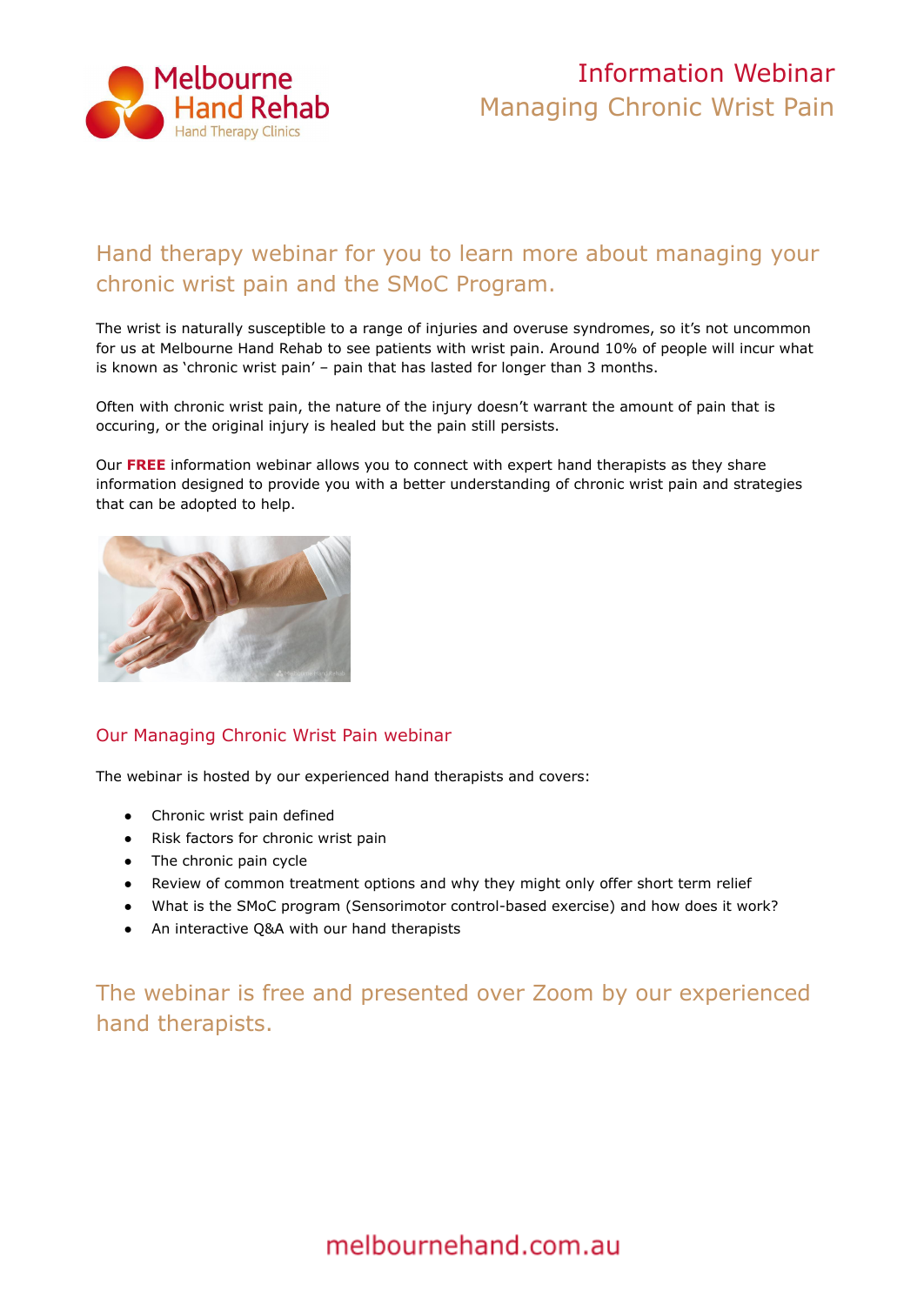# Information Webinar
## Managing Chronic Wrist Pain

## Hand therapy webinar for you to learn more about managing your chronic wrist pain and the SMoC Program.

The wrist is naturally susceptible to a range of injuries and overuse syndromes, so it's not uncommon for us at Melbourne Hand Rehab to see patients with wrist pain. Around 10% of people will incur what is known as 'chronic wrist pain' – pain that has lasted for longer than 3 months.

Often with chronic wrist pain, the nature of the injury doesn't warrant the amount of pain that is occuring, or the original injury is healed but the pain still persists.

Our **FREE** information webinar allows you to connect with expert hand therapists as they share information designed to provide you with a better understanding of chronic wrist pain and strategies that can be adopted to help.

### Our Managing Chronic Wrist Pain webinar

The webinar is hosted by our experienced hand therapists and covers:

- Chronic wrist pain defined
- Risk factors for chronic wrist pain
- The chronic pain cycle
- Review of common treatment options and why they might only offer short term relief
- What is the SMoC program (Sensorimotor control-based exercise) and how does it work?
- An interactive Q&A with our hand therapists

## The webinar is free and presented over Zoom by our experienced hand therapists.

melbournehand.com.au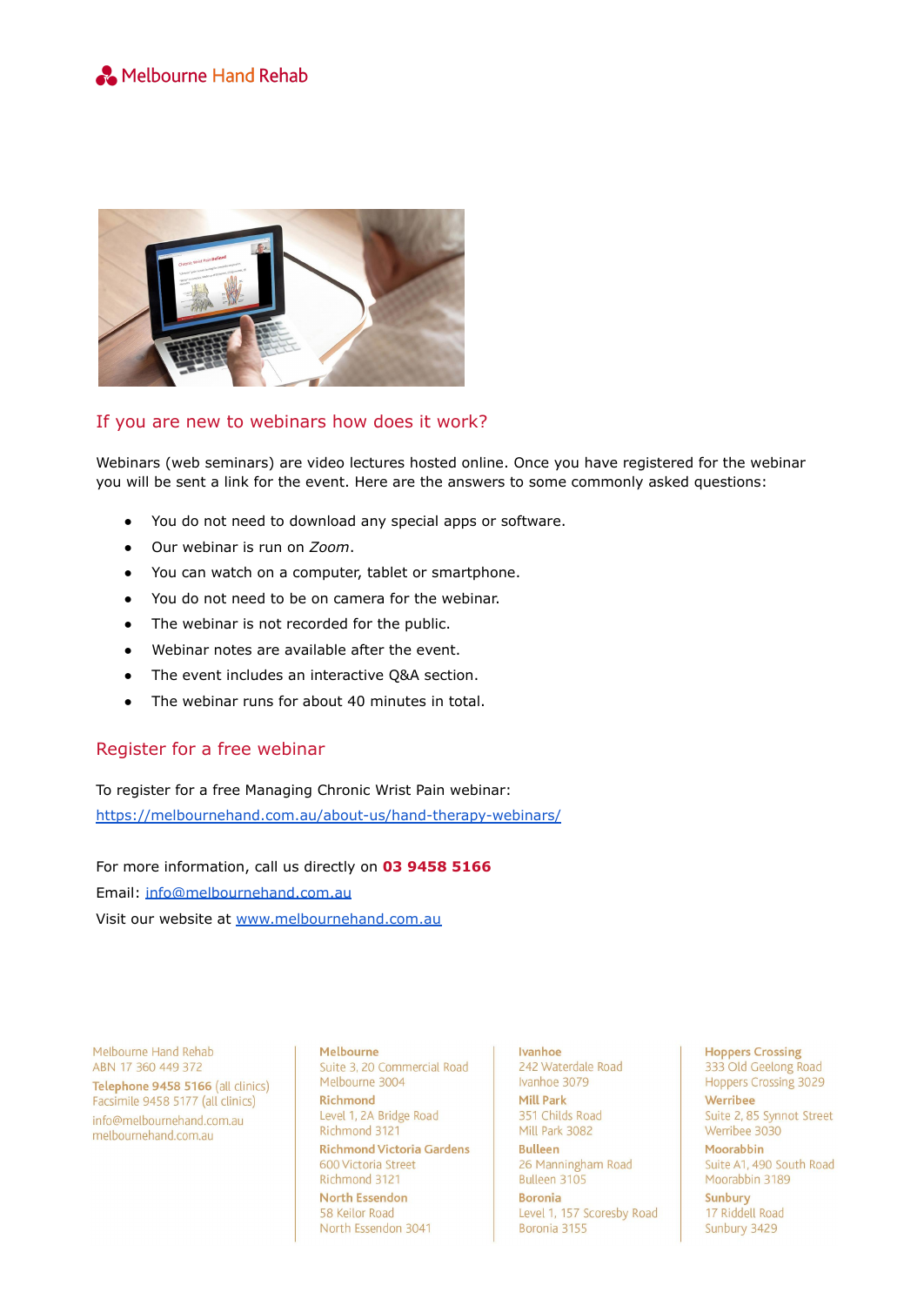## If you are new to webinars how does it work?

Webinars (web seminars) are video lectures hosted online. Once you have registered for the webinar you will be sent a link for the event. Here are the answers to some commonly asked questions:

- You do not need to download any special apps or software.
- Our webinar is run on *Zoom*.
- You can watch on a computer, tablet or smartphone.
- You do not need to be on camera for the webinar.
- The webinar is not recorded for the public.
- Webinar notes are available after the event.
- The event includes an interactive Q&A section.
- The webinar runs for about 40 minutes in total.

## Register for a free webinar

To register for a free Managing Chronic Wrist Pain webinar:
https://melbournehand.com.au/about-us/hand-therapy-webinars/

For more information, call us directly on **03 9458 5166**

Email: info@melbournehand.com.au

Visit our website at www.melbournehand.com.au

Melbourne Hand Rehab
ABN 17 360 449 372
**Telephone 9458 5166** (all clinics)
Facsimile 9458 5177 (all clinics)
info@melbournehand.com.au
melbournehand.com.au

**Melbourne**
Suite 3, 20 Commercial Road
Melbourne 3004

**Richmond**
Level 1, 2A Bridge Road
Richmond 3121

**Richmond Victoria Gardens**
600 Victoria Street
Richmond 3121

**North Essendon**
58 Keilor Road
North Essendon 3041

**Ivanhoe**
242 Waterdale Road
Ivanhoe 3079

**Mill Park**
351 Childs Road
Mill Park 3082

**Bulleen**
26 Manningham Road
Bulleen 3105

**Boronia**
Level 1, 157 Scoresby Road
Boronia 3155

**Hoppers Crossing**
333 Old Geelong Road
Hoppers Crossing 3029

**Werribee**
Suite 2, 85 Synnot Street
Werribee 3030

**Moorabbin**
Suite A1, 490 South Road
Moorabbin 3189

**Sunbury**
17 Riddell Road
Sunbury 3429